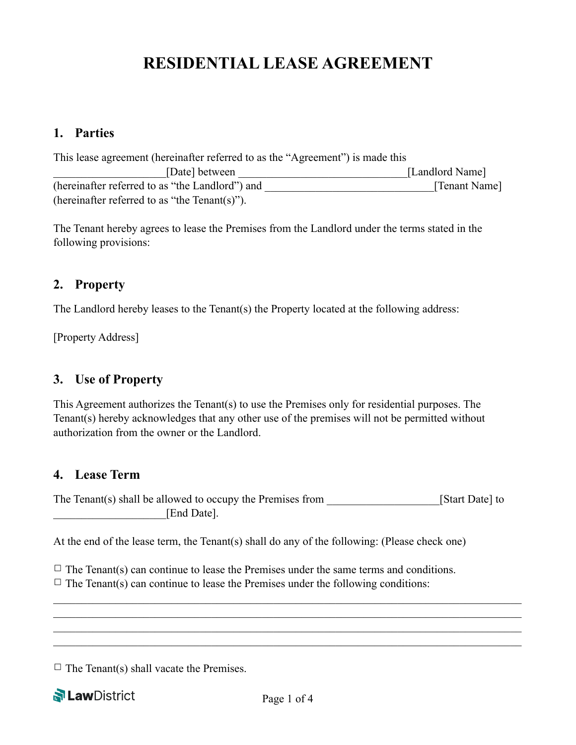# RESIDENTIAL LEASE AGREEMENT

## 1. Parties

This lease agreement (hereinafter referred to as the "Agreement") is made this ____________________[Date] between ______________________________[Landlord Name] (hereinafter referred to as "the Landlord") and ______________________________[Tenant Name] (hereinafter referred to as "the Tenant(s)").

The Tenant hereby agrees to lease the Premises from the Landlord under the terms stated in the following provisions:

## 2. Property

The Landlord hereby leases to the Tenant(s) the Property located at the following address:

[Property Address]

## 3. Use of Property

This Agreement authorizes the Tenant(s) to use the Premises only for residential purposes. The Tenant(s) hereby acknowledges that any other use of the premises will not be permitted without authorization from the owner or the Landlord.

## 4. Lease Term

The Tenant(s) shall be allowed to occupy the Premises from ____________________[Start Date] to ____________________[End Date].

At the end of the lease term, the Tenant(s) shall do any of the following: (Please check one)

☐ The Tenant(s) can continue to lease the Premises under the same terms and conditions.
☐ The Tenant(s) can continue to lease the Premises under the following conditions:

____________________________________________________________________________________
____________________________________________________________________________________
____________________________________________________________________________________
____________________________________________________________________________________

☐ The Tenant(s) shall vacate the Premises.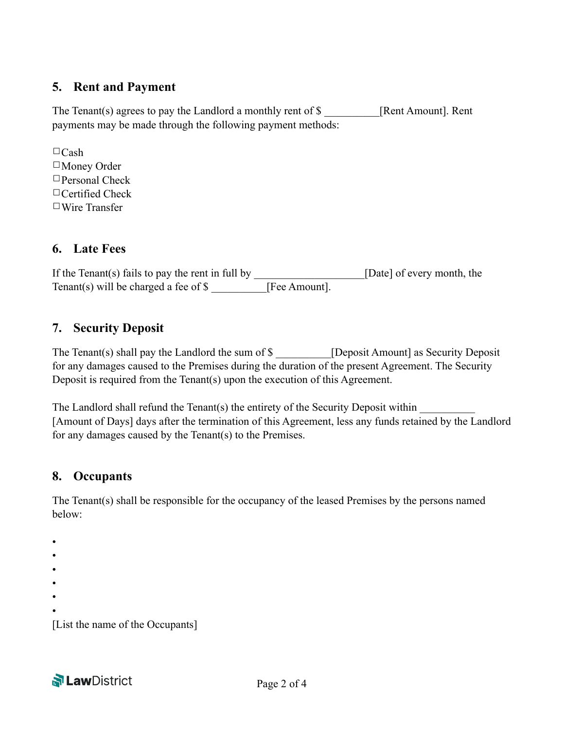## 5. Rent and Payment

The Tenant(s) agrees to pay the Landlord a monthly rent of $ __________[Rent Amount]. Rent payments may be made through the following payment methods:

☐Cash
☐Money Order
☐Personal Check
☐Certified Check
☐Wire Transfer

## 6. Late Fees

If the Tenant(s) fails to pay the rent in full by ____________________[Date] of every month, the Tenant(s) will be charged a fee of $ __________[Fee Amount].

## 7. Security Deposit

The Tenant(s) shall pay the Landlord the sum of $ __________[Deposit Amount] as Security Deposit for any damages caused to the Premises during the duration of the present Agreement. The Security Deposit is required from the Tenant(s) upon the execution of this Agreement.

The Landlord shall refund the Tenant(s) the entirety of the Security Deposit within __________ [Amount of Days] days after the termination of this Agreement, less any funds retained by the Landlord for any damages caused by the Tenant(s) to the Premises.

## 8. Occupants

The Tenant(s) shall be responsible for the occupancy of the leased Premises by the persons named below:

- 
- 
- 
- 
- 
- 

[List the name of the Occupants]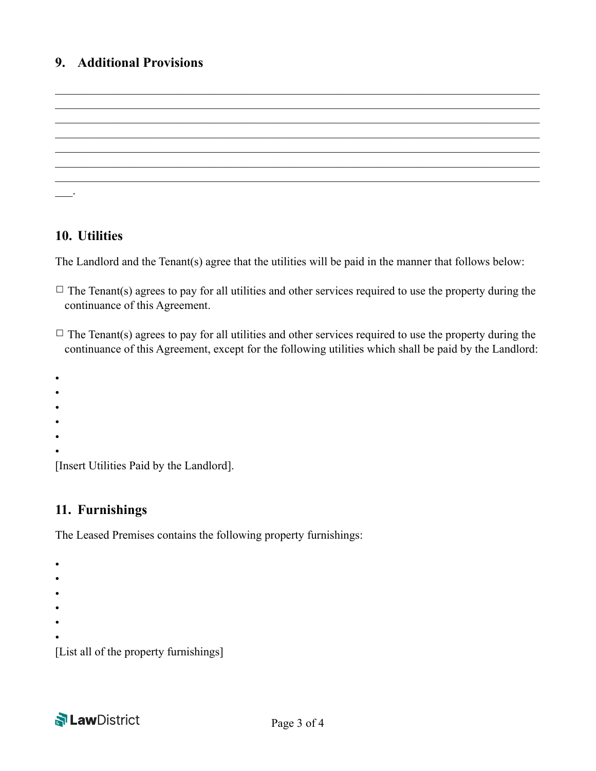## 9. Additional Provisions

_____________________________________________________________________________________
_____________________________________________________________________________________
_____________________________________________________________________________________
_____________________________________________________________________________________
_____________________________________________________________________________________
_____________________________________________________________________________________
_____________________________________________________________________________________
___.

## 10. Utilities

The Landlord and the Tenant(s) agree that the utilities will be paid in the manner that follows below:

☐ The Tenant(s) agrees to pay for all utilities and other services required to use the property during the continuance of this Agreement.

☐ The Tenant(s) agrees to pay for all utilities and other services required to use the property during the continuance of this Agreement, except for the following utilities which shall be paid by the Landlord:

- 
- 
- 
- 
- 
- 

[Insert Utilities Paid by the Landlord].

## 11. Furnishings

The Leased Premises contains the following property furnishings:

- 
- 
- 
- 
- 
- 

[List all of the property furnishings]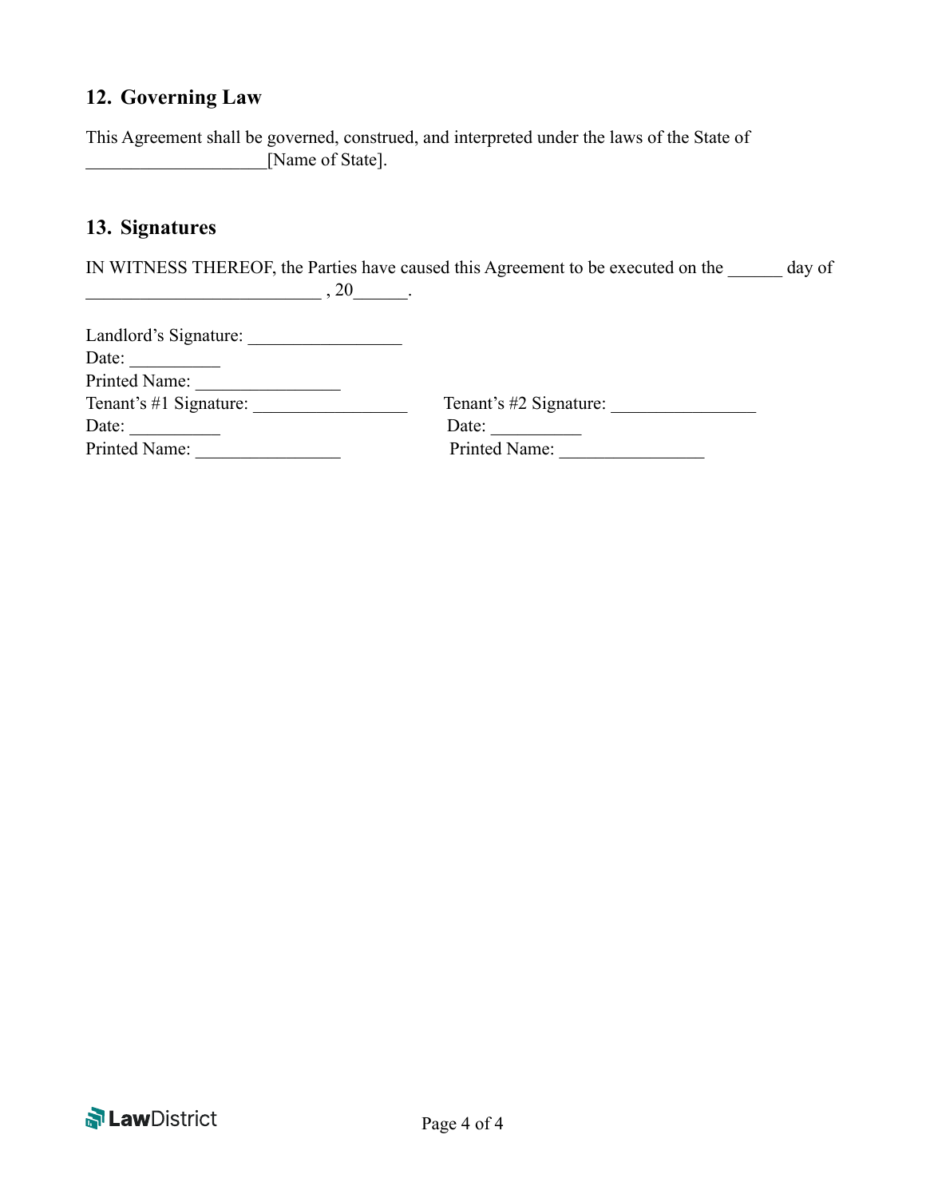## 12. Governing Law

This Agreement shall be governed, construed, and interpreted under the laws of the State of ____________________[Name of State].

## 13. Signatures

IN WITNESS THEREOF, the Parties have caused this Agreement to be executed on the ______ day of __________________________ , 20______.

Landlord's Signature: _________________
Date: __________
Printed Name: ________________

Tenant's #1 Signature: _________________
Date: __________
Printed Name: ________________

Tenant's #2 Signature: ________________
Date: __________
Printed Name: ________________